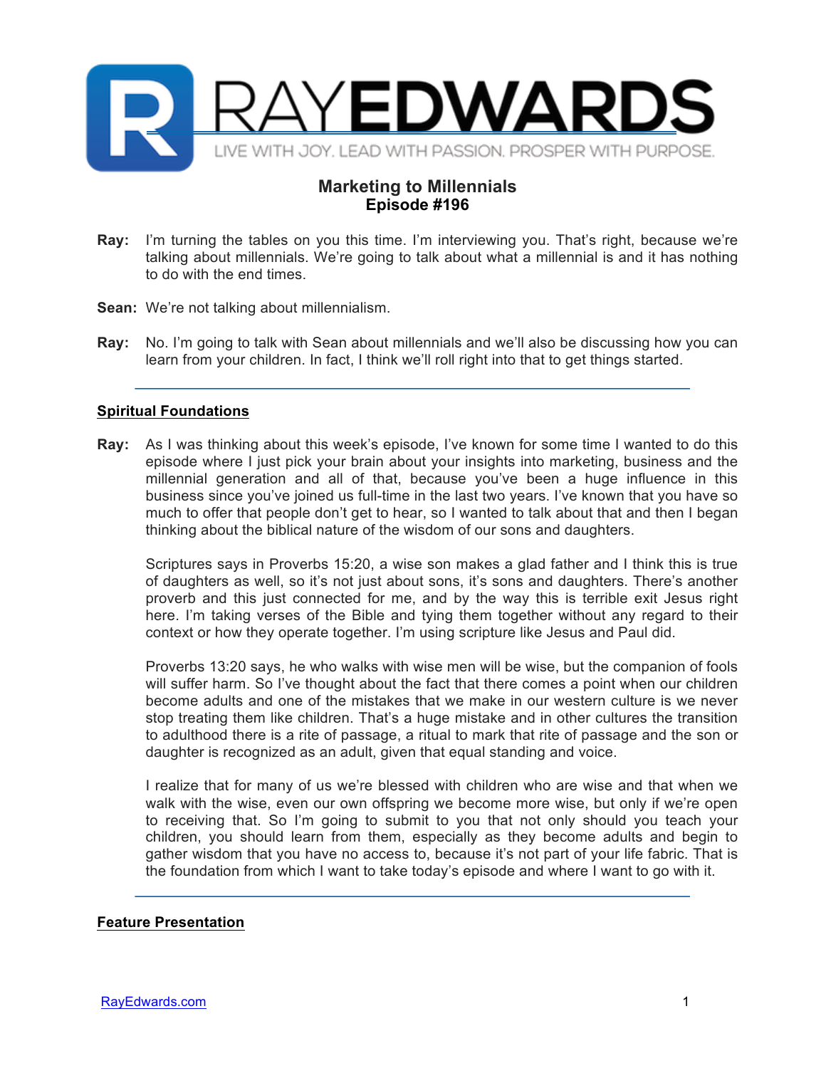# RAYEDWARDS

LIVE WITH JOY. LEAD WITH PASSION. PROSPER WITH PURPOSE.

## Marketing to Millennials
## Episode #196

**Ray:** I'm turning the tables on you this time. I'm interviewing you. That's right, because we're talking about millennials. We're going to talk about what a millennial is and it has nothing to do with the end times.

**Sean:** We're not talking about millennialism.

**Ray:** No. I'm going to talk with Sean about millennials and we'll also be discussing how you can learn from your children. In fact, I think we'll roll right into that to get things started.

---

### Spiritual Foundations

**Ray:** As I was thinking about this week's episode, I've known for some time I wanted to do this episode where I just pick your brain about your insights into marketing, business and the millennial generation and all of that, because you've been a huge influence in this business since you've joined us full-time in the last two years. I've known that you have so much to offer that people don't get to hear, so I wanted to talk about that and then I began thinking about the biblical nature of the wisdom of our sons and daughters.

Scriptures says in Proverbs 15:20, a wise son makes a glad father and I think this is true of daughters as well, so it's not just about sons, it's sons and daughters. There's another proverb and this just connected for me, and by the way this is terrible exit Jesus right here. I'm taking verses of the Bible and tying them together without any regard to their context or how they operate together. I'm using scripture like Jesus and Paul did.

Proverbs 13:20 says, he who walks with wise men will be wise, but the companion of fools will suffer harm. So I've thought about the fact that there comes a point when our children become adults and one of the mistakes that we make in our western culture is we never stop treating them like children. That's a huge mistake and in other cultures the transition to adulthood there is a rite of passage, a ritual to mark that rite of passage and the son or daughter is recognized as an adult, given that equal standing and voice.

I realize that for many of us we're blessed with children who are wise and that when we walk with the wise, even our own offspring we become more wise, but only if we're open to receiving that. So I'm going to submit to you that not only should you teach your children, you should learn from them, especially as they become adults and begin to gather wisdom that you have no access to, because it's not part of your life fabric. That is the foundation from which I want to take today's episode and where I want to go with it.

---

### Feature Presentation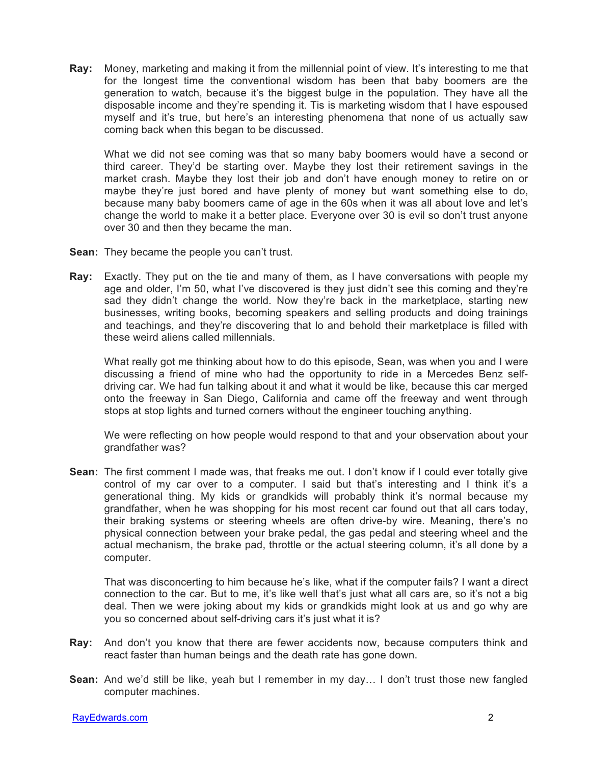**Ray:** Money, marketing and making it from the millennial point of view. It's interesting to me that for the longest time the conventional wisdom has been that baby boomers are the generation to watch, because it's the biggest bulge in the population. They have all the disposable income and they're spending it. Tis is marketing wisdom that I have espoused myself and it's true, but here's an interesting phenomena that none of us actually saw coming back when this began to be discussed.

What we did not see coming was that so many baby boomers would have a second or third career. They'd be starting over. Maybe they lost their retirement savings in the market crash. Maybe they lost their job and don't have enough money to retire on or maybe they're just bored and have plenty of money but want something else to do, because many baby boomers came of age in the 60s when it was all about love and let's change the world to make it a better place. Everyone over 30 is evil so don't trust anyone over 30 and then they became the man.

**Sean:** They became the people you can't trust.

**Ray:** Exactly. They put on the tie and many of them, as I have conversations with people my age and older, I'm 50, what I've discovered is they just didn't see this coming and they're sad they didn't change the world. Now they're back in the marketplace, starting new businesses, writing books, becoming speakers and selling products and doing trainings and teachings, and they're discovering that lo and behold their marketplace is filled with these weird aliens called millennials.

What really got me thinking about how to do this episode, Sean, was when you and I were discussing a friend of mine who had the opportunity to ride in a Mercedes Benz self-driving car. We had fun talking about it and what it would be like, because this car merged onto the freeway in San Diego, California and came off the freeway and went through stops at stop lights and turned corners without the engineer touching anything.

We were reflecting on how people would respond to that and your observation about your grandfather was?

**Sean:** The first comment I made was, that freaks me out. I don't know if I could ever totally give control of my car over to a computer. I said but that's interesting and I think it's a generational thing. My kids or grandkids will probably think it's normal because my grandfather, when he was shopping for his most recent car found out that all cars today, their braking systems or steering wheels are often drive-by wire. Meaning, there's no physical connection between your brake pedal, the gas pedal and steering wheel and the actual mechanism, the brake pad, throttle or the actual steering column, it's all done by a computer.

That was disconcerting to him because he's like, what if the computer fails? I want a direct connection to the car. But to me, it's like well that's just what all cars are, so it's not a big deal. Then we were joking about my kids or grandkids might look at us and go why are you so concerned about self-driving cars it's just what it is?

**Ray:** And don't you know that there are fewer accidents now, because computers think and react faster than human beings and the death rate has gone down.

**Sean:** And we'd still be like, yeah but I remember in my day… I don't trust those new fangled computer machines.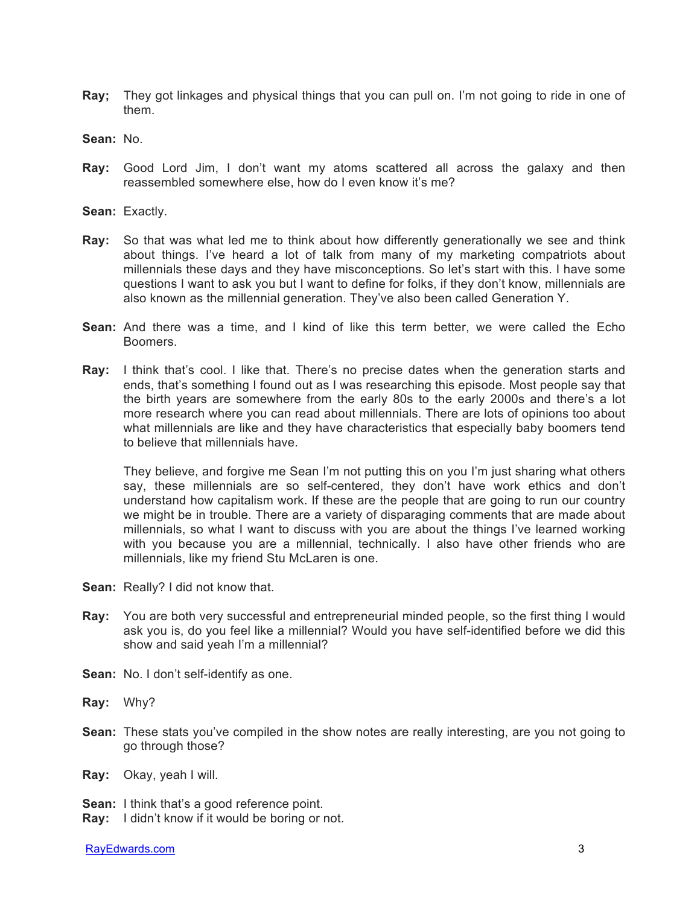**Ray;** They got linkages and physical things that you can pull on. I'm not going to ride in one of them.

**Sean:** No.

**Ray:** Good Lord Jim, I don't want my atoms scattered all across the galaxy and then reassembled somewhere else, how do I even know it's me?

**Sean:** Exactly.

**Ray:** So that was what led me to think about how differently generationally we see and think about things. I've heard a lot of talk from many of my marketing compatriots about millennials these days and they have misconceptions. So let's start with this. I have some questions I want to ask you but I want to define for folks, if they don't know, millennials are also known as the millennial generation. They've also been called Generation Y.

**Sean:** And there was a time, and I kind of like this term better, we were called the Echo Boomers.

**Ray:** I think that's cool. I like that. There's no precise dates when the generation starts and ends, that's something I found out as I was researching this episode. Most people say that the birth years are somewhere from the early 80s to the early 2000s and there's a lot more research where you can read about millennials. There are lots of opinions too about what millennials are like and they have characteristics that especially baby boomers tend to believe that millennials have.

They believe, and forgive me Sean I'm not putting this on you I'm just sharing what others say, these millennials are so self-centered, they don't have work ethics and don't understand how capitalism work. If these are the people that are going to run our country we might be in trouble. There are a variety of disparaging comments that are made about millennials, so what I want to discuss with you are about the things I've learned working with you because you are a millennial, technically. I also have other friends who are millennials, like my friend Stu McLaren is one.

**Sean:** Really? I did not know that.

**Ray:** You are both very successful and entrepreneurial minded people, so the first thing I would ask you is, do you feel like a millennial? Would you have self-identified before we did this show and said yeah I'm a millennial?

**Sean:** No. I don't self-identify as one.

**Ray:** Why?

**Sean:** These stats you've compiled in the show notes are really interesting, are you not going to go through those?

**Ray:** Okay, yeah I will.

**Sean:** I think that's a good reference point.

**Ray:** I didn't know if it would be boring or not.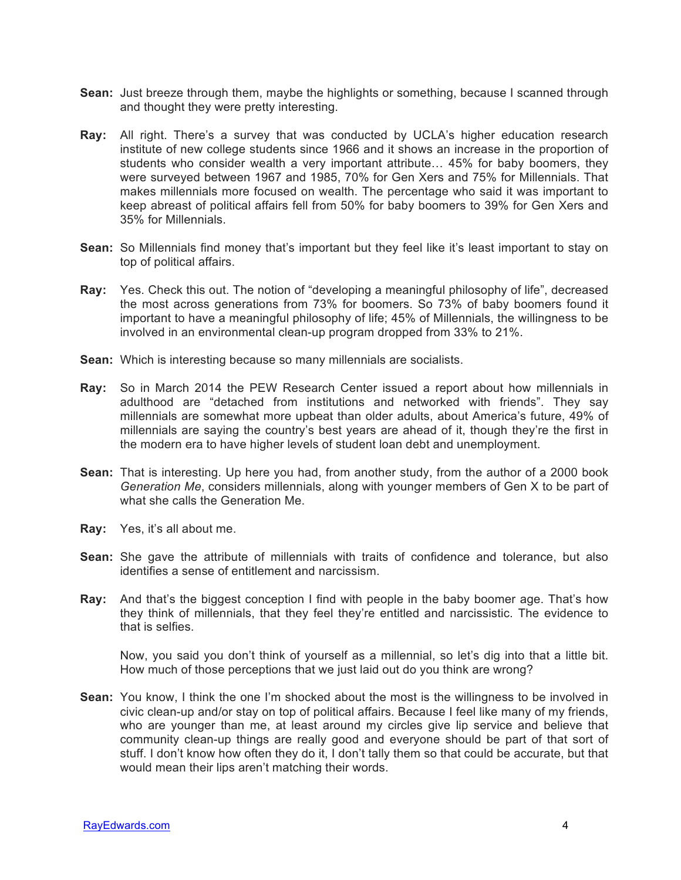**Sean:** Just breeze through them, maybe the highlights or something, because I scanned through and thought they were pretty interesting.

**Ray:** All right. There's a survey that was conducted by UCLA's higher education research institute of new college students since 1966 and it shows an increase in the proportion of students who consider wealth a very important attribute… 45% for baby boomers, they were surveyed between 1967 and 1985, 70% for Gen Xers and 75% for Millennials. That makes millennials more focused on wealth. The percentage who said it was important to keep abreast of political affairs fell from 50% for baby boomers to 39% for Gen Xers and 35% for Millennials.

**Sean:** So Millennials find money that's important but they feel like it's least important to stay on top of political affairs.

**Ray:** Yes. Check this out. The notion of "developing a meaningful philosophy of life", decreased the most across generations from 73% for boomers. So 73% of baby boomers found it important to have a meaningful philosophy of life; 45% of Millennials, the willingness to be involved in an environmental clean-up program dropped from 33% to 21%.

**Sean:** Which is interesting because so many millennials are socialists.

**Ray:** So in March 2014 the PEW Research Center issued a report about how millennials in adulthood are "detached from institutions and networked with friends". They say millennials are somewhat more upbeat than older adults, about America's future, 49% of millennials are saying the country's best years are ahead of it, though they're the first in the modern era to have higher levels of student loan debt and unemployment.

**Sean:** That is interesting. Up here you had, from another study, from the author of a 2000 book *Generation Me*, considers millennials, along with younger members of Gen X to be part of what she calls the Generation Me.

**Ray:** Yes, it's all about me.

**Sean:** She gave the attribute of millennials with traits of confidence and tolerance, but also identifies a sense of entitlement and narcissism.

**Ray:** And that's the biggest conception I find with people in the baby boomer age. That's how they think of millennials, that they feel they're entitled and narcissistic. The evidence to that is selfies.

Now, you said you don't think of yourself as a millennial, so let's dig into that a little bit. How much of those perceptions that we just laid out do you think are wrong?

**Sean:** You know, I think the one I'm shocked about the most is the willingness to be involved in civic clean-up and/or stay on top of political affairs. Because I feel like many of my friends, who are younger than me, at least around my circles give lip service and believe that community clean-up things are really good and everyone should be part of that sort of stuff. I don't know how often they do it, I don't tally them so that could be accurate, but that would mean their lips aren't matching their words.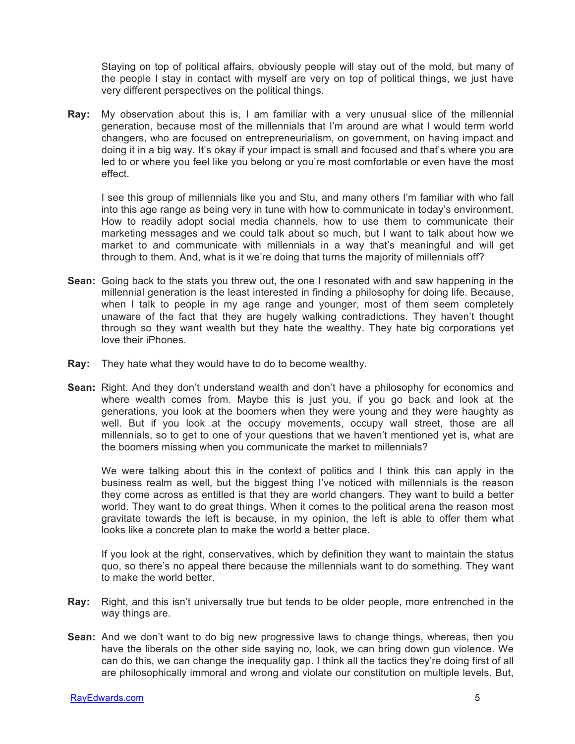Staying on top of political affairs, obviously people will stay out of the mold, but many of the people I stay in contact with myself are very on top of political things, we just have very different perspectives on the political things.

**Ray:** My observation about this is, I am familiar with a very unusual slice of the millennial generation, because most of the millennials that I'm around are what I would term world changers, who are focused on entrepreneurialism, on government, on having impact and doing it in a big way. It's okay if your impact is small and focused and that's where you are led to or where you feel like you belong or you're most comfortable or even have the most effect.

I see this group of millennials like you and Stu, and many others I'm familiar with who fall into this age range as being very in tune with how to communicate in today's environment. How to readily adopt social media channels, how to use them to communicate their marketing messages and we could talk about so much, but I want to talk about how we market to and communicate with millennials in a way that's meaningful and will get through to them. And, what is it we're doing that turns the majority of millennials off?

**Sean:** Going back to the stats you threw out, the one I resonated with and saw happening in the millennial generation is the least interested in finding a philosophy for doing life. Because, when I talk to people in my age range and younger, most of them seem completely unaware of the fact that they are hugely walking contradictions. They haven't thought through so they want wealth but they hate the wealthy. They hate big corporations yet love their iPhones.

**Ray:** They hate what they would have to do to become wealthy.

**Sean:** Right. And they don't understand wealth and don't have a philosophy for economics and where wealth comes from. Maybe this is just you, if you go back and look at the generations, you look at the boomers when they were young and they were haughty as well. But if you look at the occupy movements, occupy wall street, those are all millennials, so to get to one of your questions that we haven't mentioned yet is, what are the boomers missing when you communicate the market to millennials?

We were talking about this in the context of politics and I think this can apply in the business realm as well, but the biggest thing I've noticed with millennials is the reason they come across as entitled is that they are world changers. They want to build a better world. They want to do great things. When it comes to the political arena the reason most gravitate towards the left is because, in my opinion, the left is able to offer them what looks like a concrete plan to make the world a better place.

If you look at the right, conservatives, which by definition they want to maintain the status quo, so there's no appeal there because the millennials want to do something. They want to make the world better.

**Ray:** Right, and this isn't universally true but tends to be older people, more entrenched in the way things are.

**Sean:** And we don't want to do big new progressive laws to change things, whereas, then you have the liberals on the other side saying no, look, we can bring down gun violence. We can do this, we can change the inequality gap. I think all the tactics they're doing first of all are philosophically immoral and wrong and violate our constitution on multiple levels. But,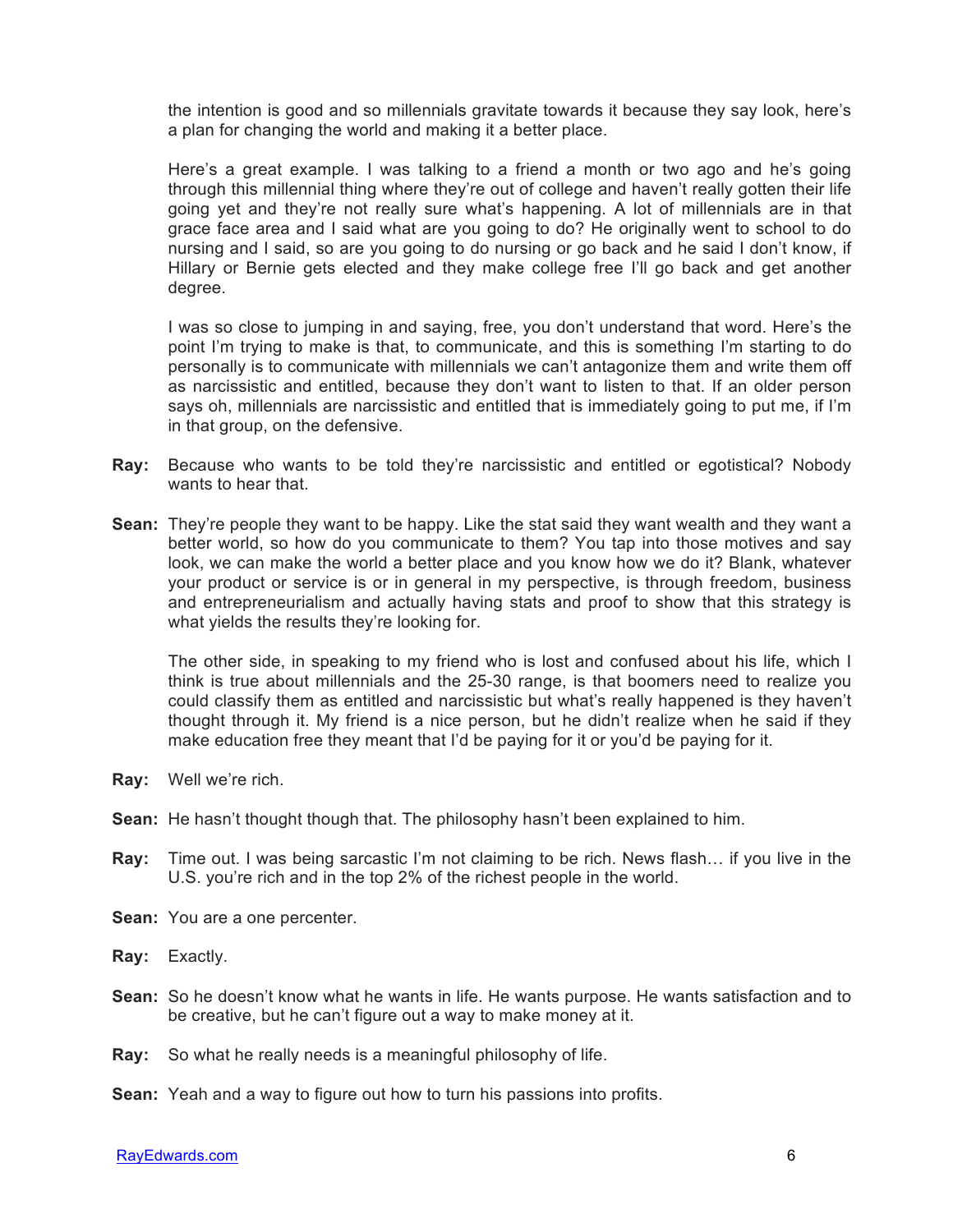the intention is good and so millennials gravitate towards it because they say look, here's a plan for changing the world and making it a better place.

Here's a great example. I was talking to a friend a month or two ago and he's going through this millennial thing where they're out of college and haven't really gotten their life going yet and they're not really sure what's happening. A lot of millennials are in that grace face area and I said what are you going to do? He originally went to school to do nursing and I said, so are you going to do nursing or go back and he said I don't know, if Hillary or Bernie gets elected and they make college free I'll go back and get another degree.

I was so close to jumping in and saying, free, you don't understand that word. Here's the point I'm trying to make is that, to communicate, and this is something I'm starting to do personally is to communicate with millennials we can't antagonize them and write them off as narcissistic and entitled, because they don't want to listen to that. If an older person says oh, millennials are narcissistic and entitled that is immediately going to put me, if I'm in that group, on the defensive.

**Ray:** Because who wants to be told they're narcissistic and entitled or egotistical? Nobody wants to hear that.

**Sean:** They're people they want to be happy. Like the stat said they want wealth and they want a better world, so how do you communicate to them? You tap into those motives and say look, we can make the world a better place and you know how we do it? Blank, whatever your product or service is or in general in my perspective, is through freedom, business and entrepreneurialism and actually having stats and proof to show that this strategy is what yields the results they're looking for.

The other side, in speaking to my friend who is lost and confused about his life, which I think is true about millennials and the 25-30 range, is that boomers need to realize you could classify them as entitled and narcissistic but what's really happened is they haven't thought through it. My friend is a nice person, but he didn't realize when he said if they make education free they meant that I'd be paying for it or you'd be paying for it.

**Ray:** Well we're rich.

**Sean:** He hasn't thought though that. The philosophy hasn't been explained to him.

**Ray:** Time out. I was being sarcastic I'm not claiming to be rich. News flash… if you live in the U.S. you're rich and in the top 2% of the richest people in the world.

**Sean:** You are a one percenter.

**Ray:** Exactly.

**Sean:** So he doesn't know what he wants in life. He wants purpose. He wants satisfaction and to be creative, but he can't figure out a way to make money at it.

**Ray:** So what he really needs is a meaningful philosophy of life.

**Sean:** Yeah and a way to figure out how to turn his passions into profits.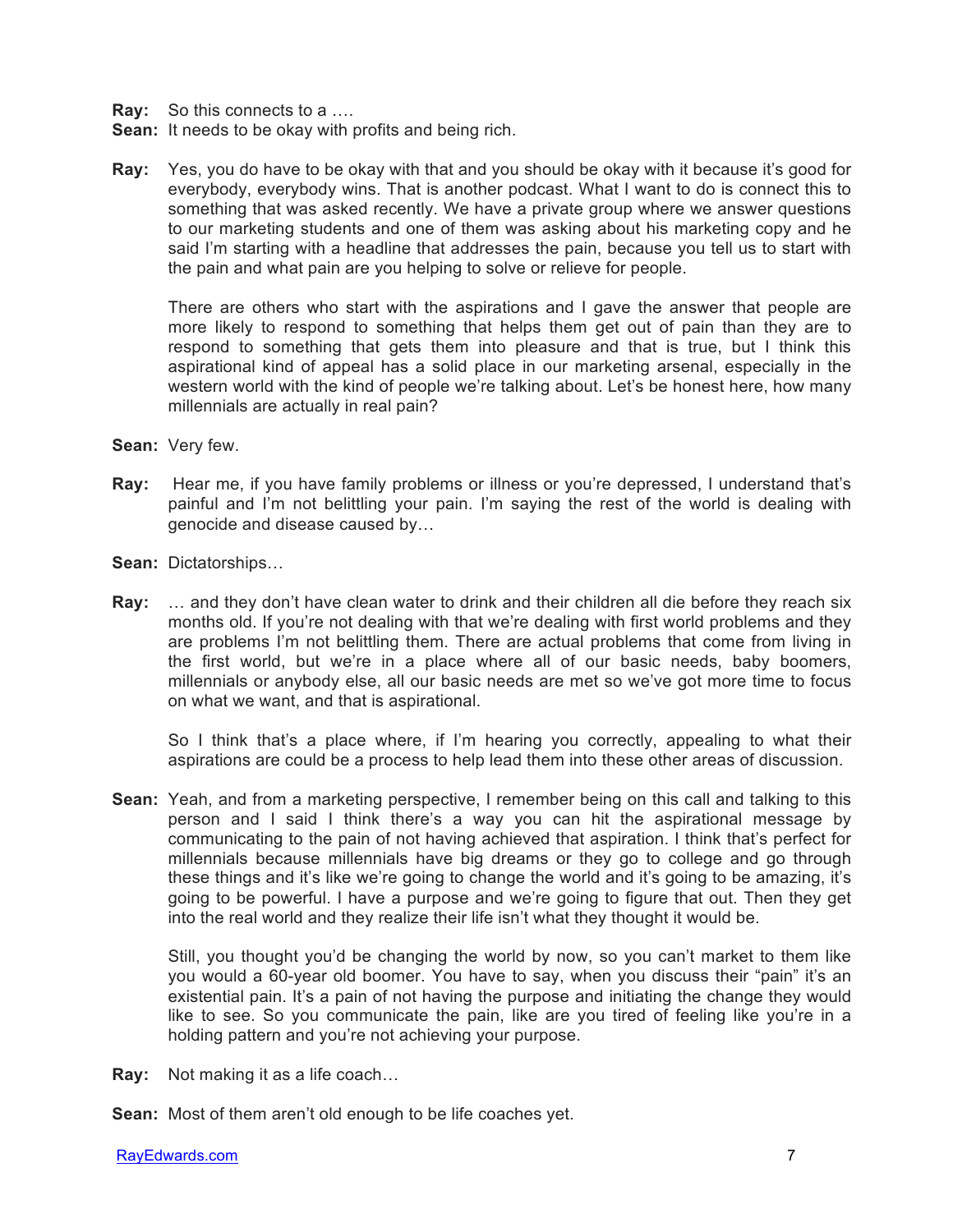**Ray:** So this connects to a ….

**Sean:** It needs to be okay with profits and being rich.

**Ray:** Yes, you do have to be okay with that and you should be okay with it because it's good for everybody, everybody wins. That is another podcast. What I want to do is connect this to something that was asked recently. We have a private group where we answer questions to our marketing students and one of them was asking about his marketing copy and he said I'm starting with a headline that addresses the pain, because you tell us to start with the pain and what pain are you helping to solve or relieve for people.

There are others who start with the aspirations and I gave the answer that people are more likely to respond to something that helps them get out of pain than they are to respond to something that gets them into pleasure and that is true, but I think this aspirational kind of appeal has a solid place in our marketing arsenal, especially in the western world with the kind of people we're talking about. Let's be honest here, how many millennials are actually in real pain?

**Sean:** Very few.

**Ray:** Hear me, if you have family problems or illness or you're depressed, I understand that's painful and I'm not belittling your pain. I'm saying the rest of the world is dealing with genocide and disease caused by…

**Sean:** Dictatorships…

**Ray:** … and they don't have clean water to drink and their children all die before they reach six months old. If you're not dealing with that we're dealing with first world problems and they are problems I'm not belittling them. There are actual problems that come from living in the first world, but we're in a place where all of our basic needs, baby boomers, millennials or anybody else, all our basic needs are met so we've got more time to focus on what we want, and that is aspirational.

So I think that's a place where, if I'm hearing you correctly, appealing to what their aspirations are could be a process to help lead them into these other areas of discussion.

**Sean:** Yeah, and from a marketing perspective, I remember being on this call and talking to this person and I said I think there's a way you can hit the aspirational message by communicating to the pain of not having achieved that aspiration. I think that's perfect for millennials because millennials have big dreams or they go to college and go through these things and it's like we're going to change the world and it's going to be amazing, it's going to be powerful. I have a purpose and we're going to figure that out. Then they get into the real world and they realize their life isn't what they thought it would be.

Still, you thought you'd be changing the world by now, so you can't market to them like you would a 60-year old boomer. You have to say, when you discuss their "pain" it's an existential pain. It's a pain of not having the purpose and initiating the change they would like to see. So you communicate the pain, like are you tired of feeling like you're in a holding pattern and you're not achieving your purpose.

**Ray:** Not making it as a life coach…

**Sean:** Most of them aren't old enough to be life coaches yet.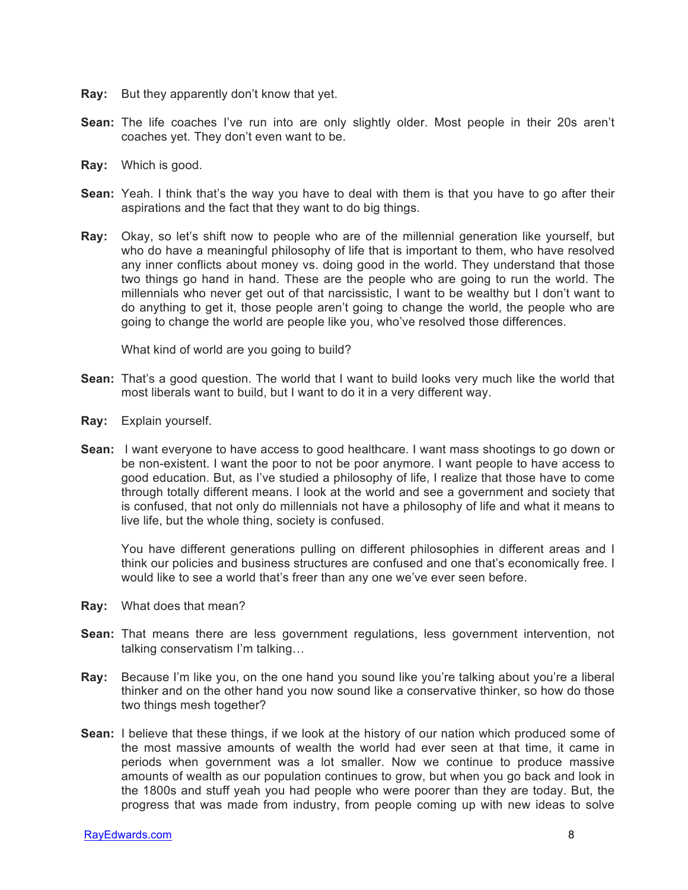**Ray:** But they apparently don't know that yet.

**Sean:** The life coaches I've run into are only slightly older. Most people in their 20s aren't coaches yet. They don't even want to be.

**Ray:** Which is good.

**Sean:** Yeah. I think that's the way you have to deal with them is that you have to go after their aspirations and the fact that they want to do big things.

**Ray:** Okay, so let's shift now to people who are of the millennial generation like yourself, but who do have a meaningful philosophy of life that is important to them, who have resolved any inner conflicts about money vs. doing good in the world. They understand that those two things go hand in hand. These are the people who are going to run the world. The millennials who never get out of that narcissistic, I want to be wealthy but I don't want to do anything to get it, those people aren't going to change the world, the people who are going to change the world are people like you, who've resolved those differences.

What kind of world are you going to build?

**Sean:** That's a good question. The world that I want to build looks very much like the world that most liberals want to build, but I want to do it in a very different way.

**Ray:** Explain yourself.

**Sean:** I want everyone to have access to good healthcare. I want mass shootings to go down or be non-existent. I want the poor to not be poor anymore. I want people to have access to good education. But, as I've studied a philosophy of life, I realize that those have to come through totally different means. I look at the world and see a government and society that is confused, that not only do millennials not have a philosophy of life and what it means to live life, but the whole thing, society is confused.

You have different generations pulling on different philosophies in different areas and I think our policies and business structures are confused and one that's economically free. I would like to see a world that's freer than any one we've ever seen before.

**Ray:** What does that mean?

**Sean:** That means there are less government regulations, less government intervention, not talking conservatism I'm talking…

**Ray:** Because I'm like you, on the one hand you sound like you're talking about you're a liberal thinker and on the other hand you now sound like a conservative thinker, so how do those two things mesh together?

**Sean:** I believe that these things, if we look at the history of our nation which produced some of the most massive amounts of wealth the world had ever seen at that time, it came in periods when government was a lot smaller. Now we continue to produce massive amounts of wealth as our population continues to grow, but when you go back and look in the 1800s and stuff yeah you had people who were poorer than they are today. But, the progress that was made from industry, from people coming up with new ideas to solve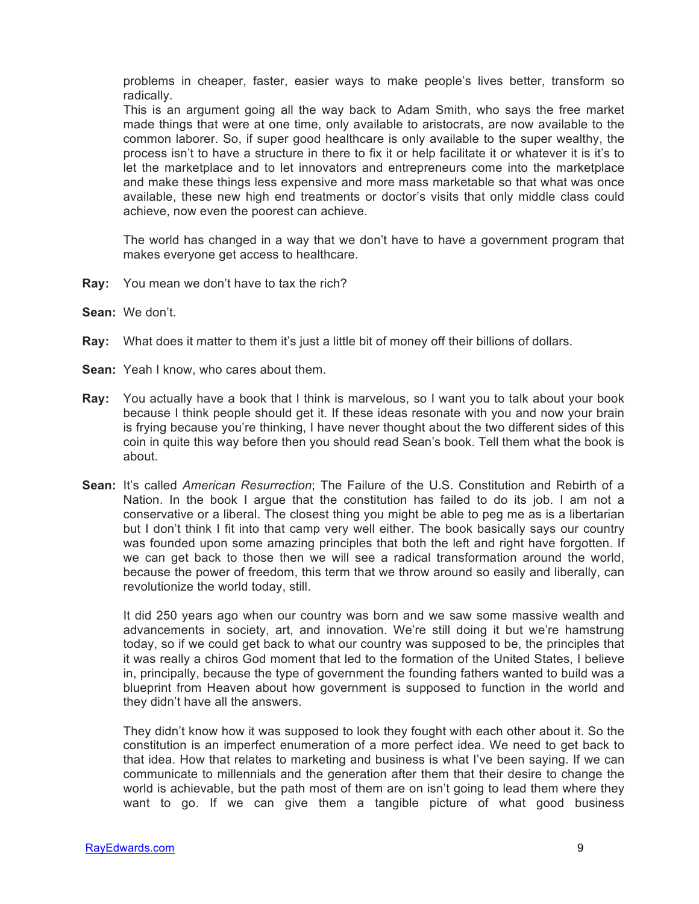problems in cheaper, faster, easier ways to make people's lives better, transform so radically.

This is an argument going all the way back to Adam Smith, who says the free market made things that were at one time, only available to aristocrats, are now available to the common laborer. So, if super good healthcare is only available to the super wealthy, the process isn't to have a structure in there to fix it or help facilitate it or whatever it is it's to let the marketplace and to let innovators and entrepreneurs come into the marketplace and make these things less expensive and more mass marketable so that what was once available, these new high end treatments or doctor's visits that only middle class could achieve, now even the poorest can achieve.

The world has changed in a way that we don't have to have a government program that makes everyone get access to healthcare.

**Ray:** You mean we don't have to tax the rich?

**Sean:** We don't.

**Ray:** What does it matter to them it's just a little bit of money off their billions of dollars.

**Sean:** Yeah I know, who cares about them.

**Ray:** You actually have a book that I think is marvelous, so I want you to talk about your book because I think people should get it. If these ideas resonate with you and now your brain is frying because you're thinking, I have never thought about the two different sides of this coin in quite this way before then you should read Sean's book. Tell them what the book is about.

**Sean:** It's called *American Resurrection*; The Failure of the U.S. Constitution and Rebirth of a Nation. In the book I argue that the constitution has failed to do its job. I am not a conservative or a liberal. The closest thing you might be able to peg me as is a libertarian but I don't think I fit into that camp very well either. The book basically says our country was founded upon some amazing principles that both the left and right have forgotten. If we can get back to those then we will see a radical transformation around the world, because the power of freedom, this term that we throw around so easily and liberally, can revolutionize the world today, still.

It did 250 years ago when our country was born and we saw some massive wealth and advancements in society, art, and innovation. We're still doing it but we're hamstrung today, so if we could get back to what our country was supposed to be, the principles that it was really a chiros God moment that led to the formation of the United States, I believe in, principally, because the type of government the founding fathers wanted to build was a blueprint from Heaven about how government is supposed to function in the world and they didn't have all the answers.

They didn't know how it was supposed to look they fought with each other about it. So the constitution is an imperfect enumeration of a more perfect idea. We need to get back to that idea. How that relates to marketing and business is what I've been saying. If we can communicate to millennials and the generation after them that their desire to change the world is achievable, but the path most of them are on isn't going to lead them where they want to go. If we can give them a tangible picture of what good business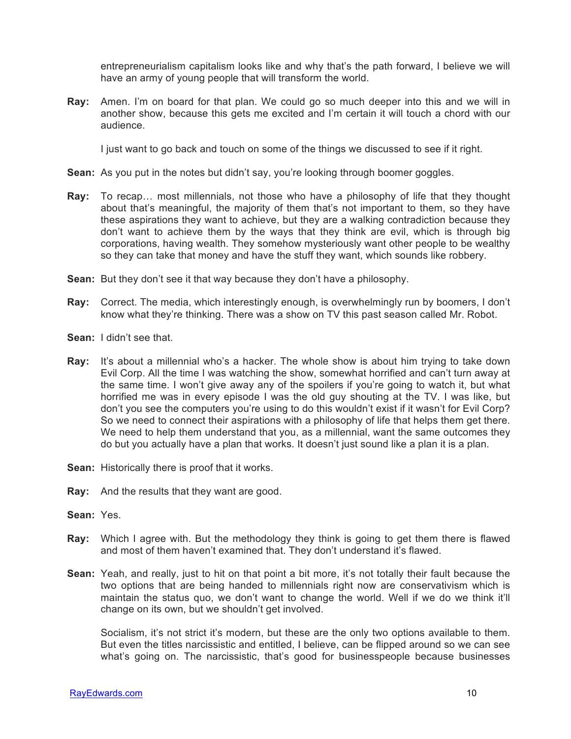entrepreneurialism capitalism looks like and why that's the path forward, I believe we will have an army of young people that will transform the world.

**Ray:** Amen. I'm on board for that plan. We could go so much deeper into this and we will in another show, because this gets me excited and I'm certain it will touch a chord with our audience.

I just want to go back and touch on some of the things we discussed to see if it right.

**Sean:** As you put in the notes but didn't say, you're looking through boomer goggles.

**Ray:** To recap… most millennials, not those who have a philosophy of life that they thought about that's meaningful, the majority of them that's not important to them, so they have these aspirations they want to achieve, but they are a walking contradiction because they don't want to achieve them by the ways that they think are evil, which is through big corporations, having wealth. They somehow mysteriously want other people to be wealthy so they can take that money and have the stuff they want, which sounds like robbery.

**Sean:** But they don't see it that way because they don't have a philosophy.

**Ray:** Correct. The media, which interestingly enough, is overwhelmingly run by boomers, I don't know what they're thinking. There was a show on TV this past season called Mr. Robot.

**Sean:** I didn't see that.

**Ray:** It's about a millennial who's a hacker. The whole show is about him trying to take down Evil Corp. All the time I was watching the show, somewhat horrified and can't turn away at the same time. I won't give away any of the spoilers if you're going to watch it, but what horrified me was in every episode I was the old guy shouting at the TV. I was like, but don't you see the computers you're using to do this wouldn't exist if it wasn't for Evil Corp? So we need to connect their aspirations with a philosophy of life that helps them get there. We need to help them understand that you, as a millennial, want the same outcomes they do but you actually have a plan that works. It doesn't just sound like a plan it is a plan.

**Sean:** Historically there is proof that it works.

**Ray:** And the results that they want are good.

**Sean:** Yes.

**Ray:** Which I agree with. But the methodology they think is going to get them there is flawed and most of them haven't examined that. They don't understand it's flawed.

**Sean:** Yeah, and really, just to hit on that point a bit more, it's not totally their fault because the two options that are being handed to millennials right now are conservativism which is maintain the status quo, we don't want to change the world. Well if we do we think it'll change on its own, but we shouldn't get involved.

Socialism, it's not strict it's modern, but these are the only two options available to them. But even the titles narcissistic and entitled, I believe, can be flipped around so we can see what's going on. The narcissistic, that's good for businesspeople because businesses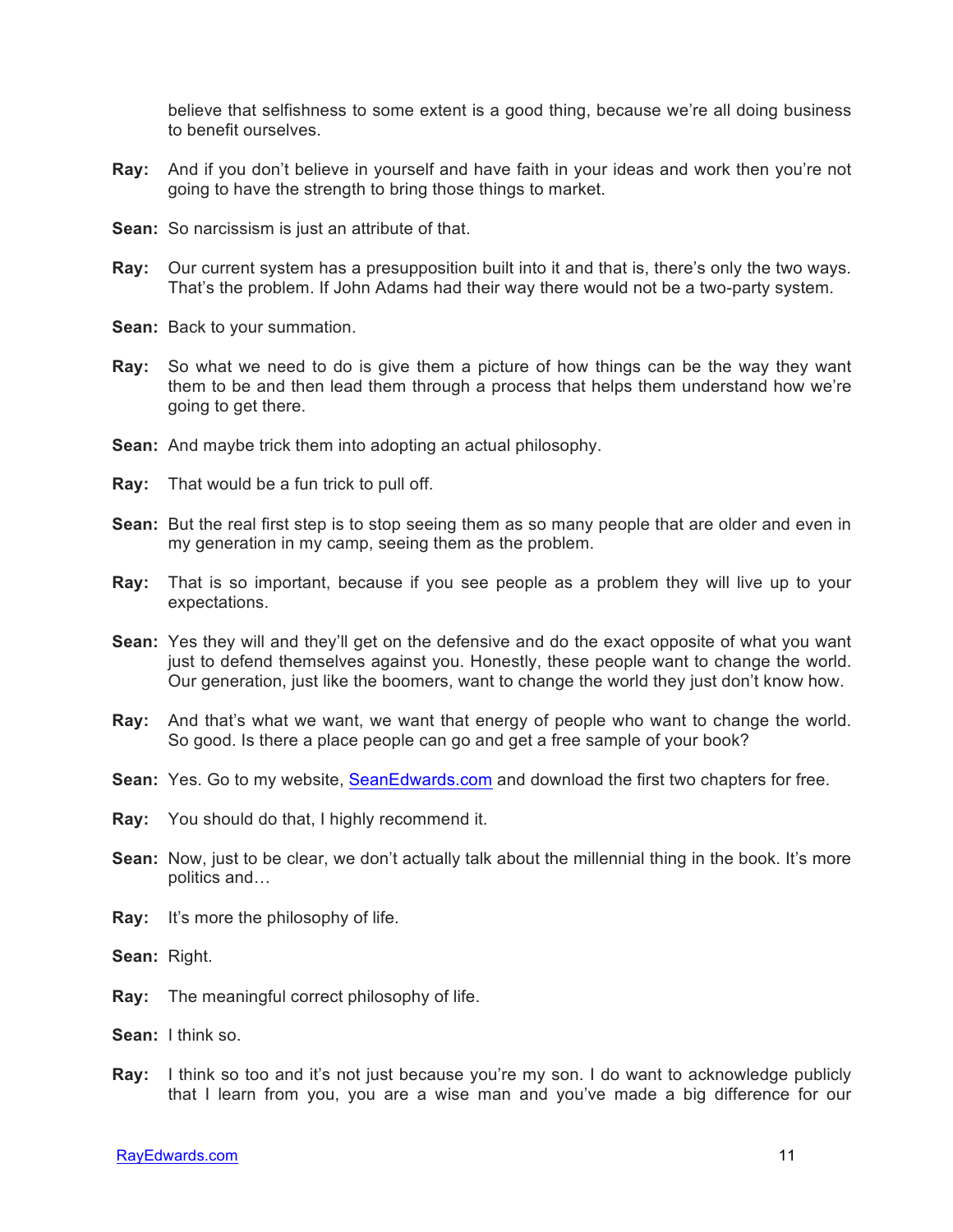believe that selfishness to some extent is a good thing, because we're all doing business to benefit ourselves.

**Ray:** And if you don't believe in yourself and have faith in your ideas and work then you're not going to have the strength to bring those things to market.

**Sean:** So narcissism is just an attribute of that.

**Ray:** Our current system has a presupposition built into it and that is, there's only the two ways. That's the problem. If John Adams had their way there would not be a two-party system.

**Sean:** Back to your summation.

**Ray:** So what we need to do is give them a picture of how things can be the way they want them to be and then lead them through a process that helps them understand how we're going to get there.

**Sean:** And maybe trick them into adopting an actual philosophy.

**Ray:** That would be a fun trick to pull off.

**Sean:** But the real first step is to stop seeing them as so many people that are older and even in my generation in my camp, seeing them as the problem.

**Ray:** That is so important, because if you see people as a problem they will live up to your expectations.

**Sean:** Yes they will and they'll get on the defensive and do the exact opposite of what you want just to defend themselves against you. Honestly, these people want to change the world. Our generation, just like the boomers, want to change the world they just don't know how.

**Ray:** And that's what we want, we want that energy of people who want to change the world. So good. Is there a place people can go and get a free sample of your book?

**Sean:** Yes. Go to my website, [SeanEdwards.com](http://SeanEdwards.com) and download the first two chapters for free.

**Ray:** You should do that, I highly recommend it.

**Sean:** Now, just to be clear, we don't actually talk about the millennial thing in the book. It's more politics and…

**Ray:** It's more the philosophy of life.

**Sean:** Right.

**Ray:** The meaningful correct philosophy of life.

**Sean:** I think so.

**Ray:** I think so too and it's not just because you're my son. I do want to acknowledge publicly that I learn from you, you are a wise man and you've made a big difference for our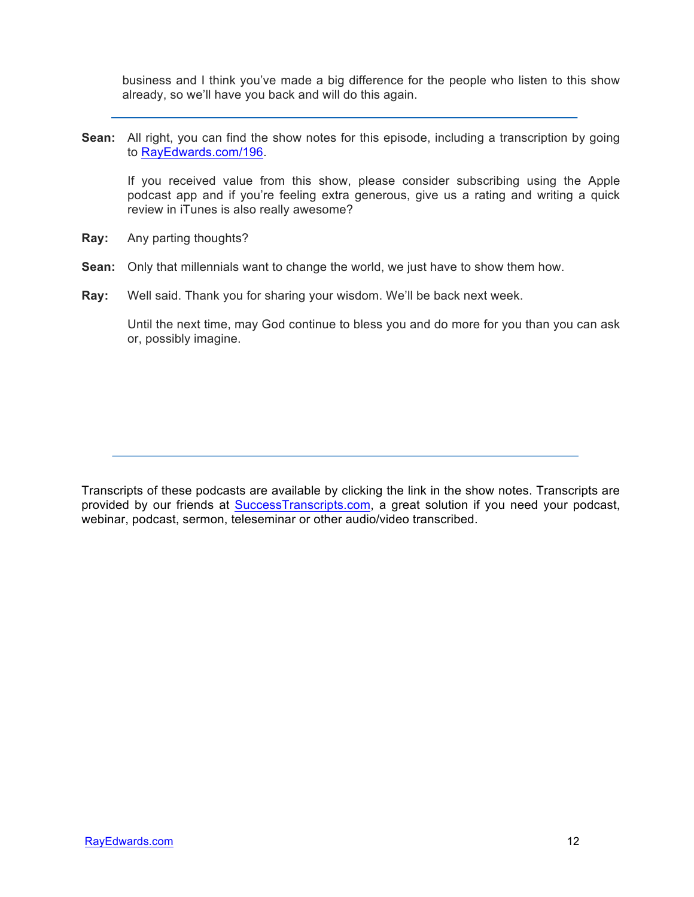business and I think you've made a big difference for the people who listen to this show already, so we'll have you back and will do this again.

---

**Sean:** All right, you can find the show notes for this episode, including a transcription by going to RayEdwards.com/196.

If you received value from this show, please consider subscribing using the Apple podcast app and if you're feeling extra generous, give us a rating and writing a quick review in iTunes is also really awesome?

**Ray:** Any parting thoughts?

**Sean:** Only that millennials want to change the world, we just have to show them how.

**Ray:** Well said. Thank you for sharing your wisdom. We'll be back next week.

Until the next time, may God continue to bless you and do more for you than you can ask or, possibly imagine.

---

Transcripts of these podcasts are available by clicking the link in the show notes. Transcripts are provided by our friends at SuccessTranscripts.com, a great solution if you need your podcast, webinar, podcast, sermon, teleseminar or other audio/video transcribed.